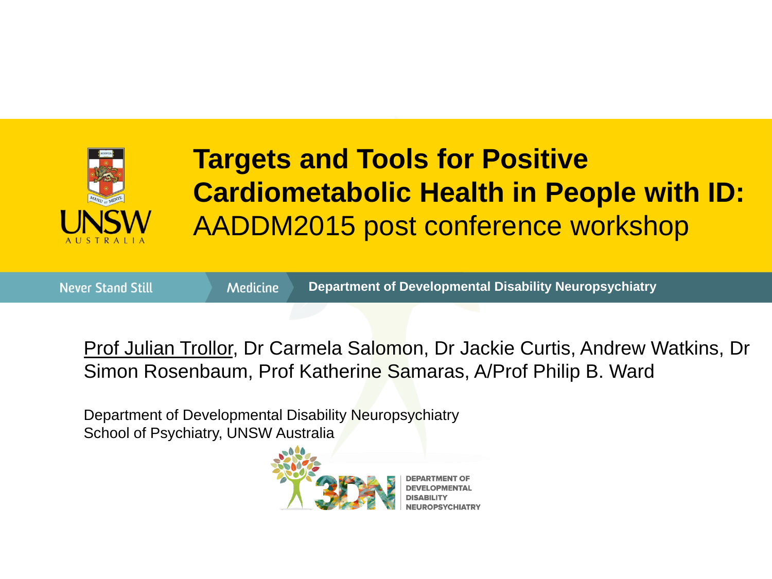# Targets and Tools for Positive Cardiometabolic Health in People with ID:

## AADDM2015 post conference workshop

Never Stand Still | Medicine | **Department of Developmental Disability Neuropsychiatry**

Prof Julian Trollor, Dr Carmela Salomon, Dr Jackie Curtis, Andrew Watkins, Dr Simon Rosenbaum, Prof Katherine Samaras, A/Prof Philip B. Ward

Department of Developmental Disability Neuropsychiatry
School of Psychiatry, UNSW Australia

3DN DEPARTMENT OF DEVELOPMENTAL DISABILITY NEUROPSYCHIATRY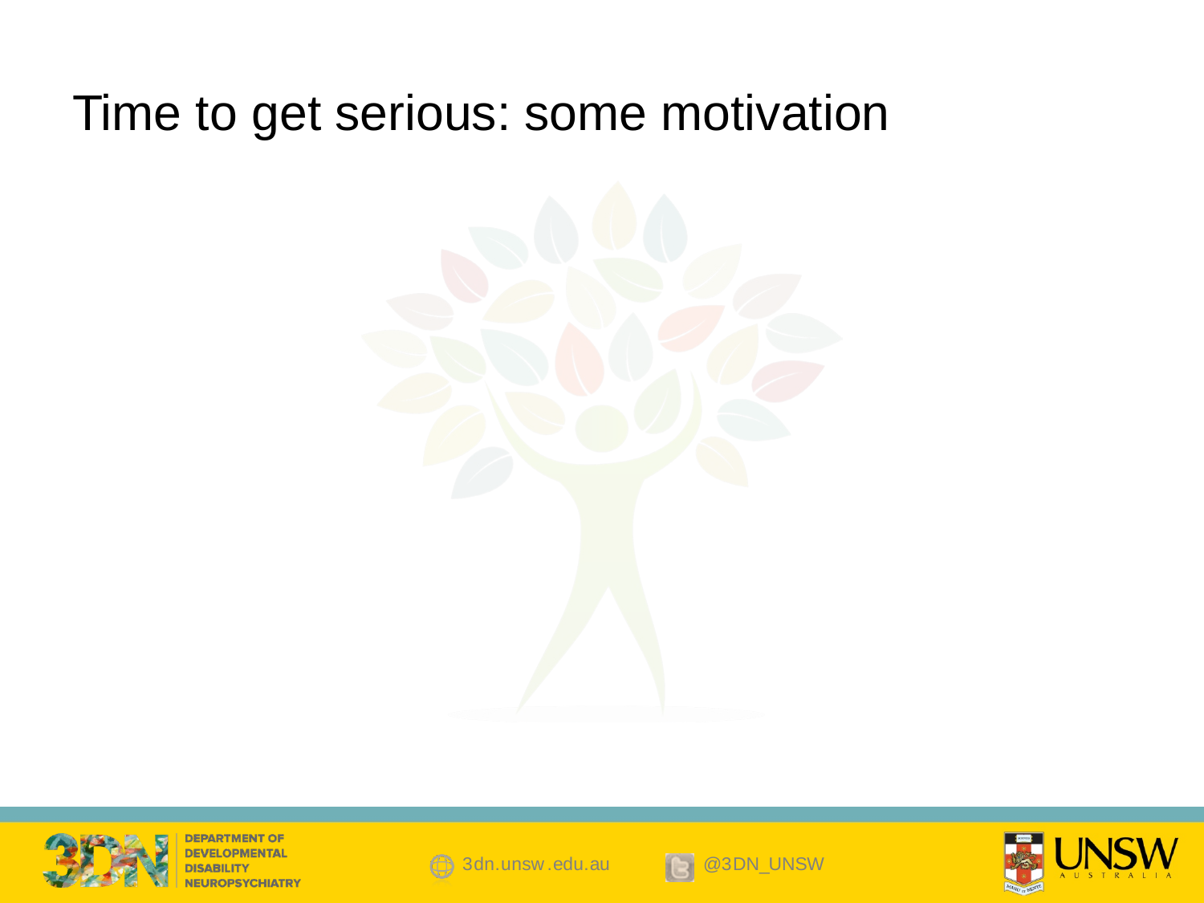# Time to get serious: some motivation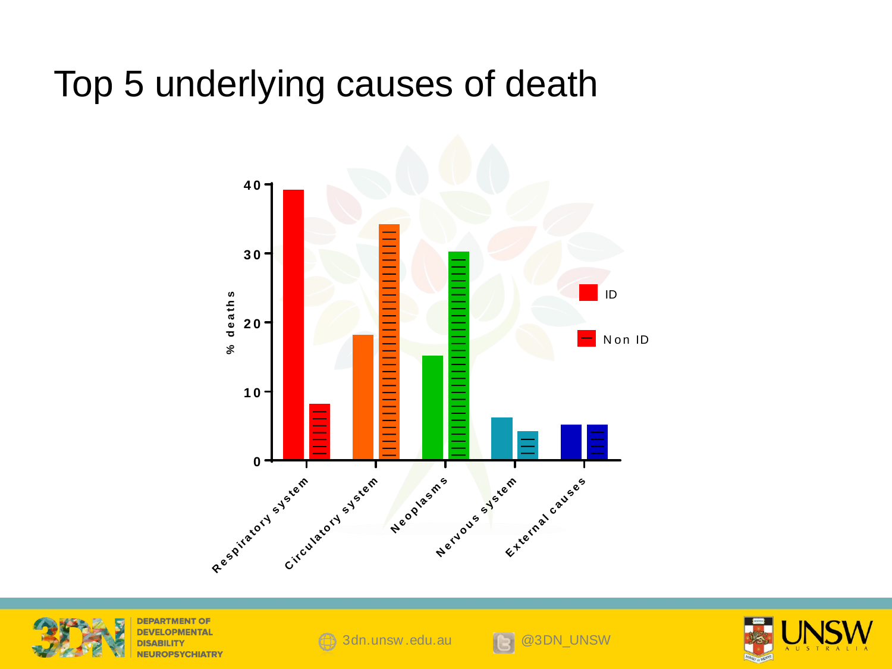# Top 5 underlying causes of death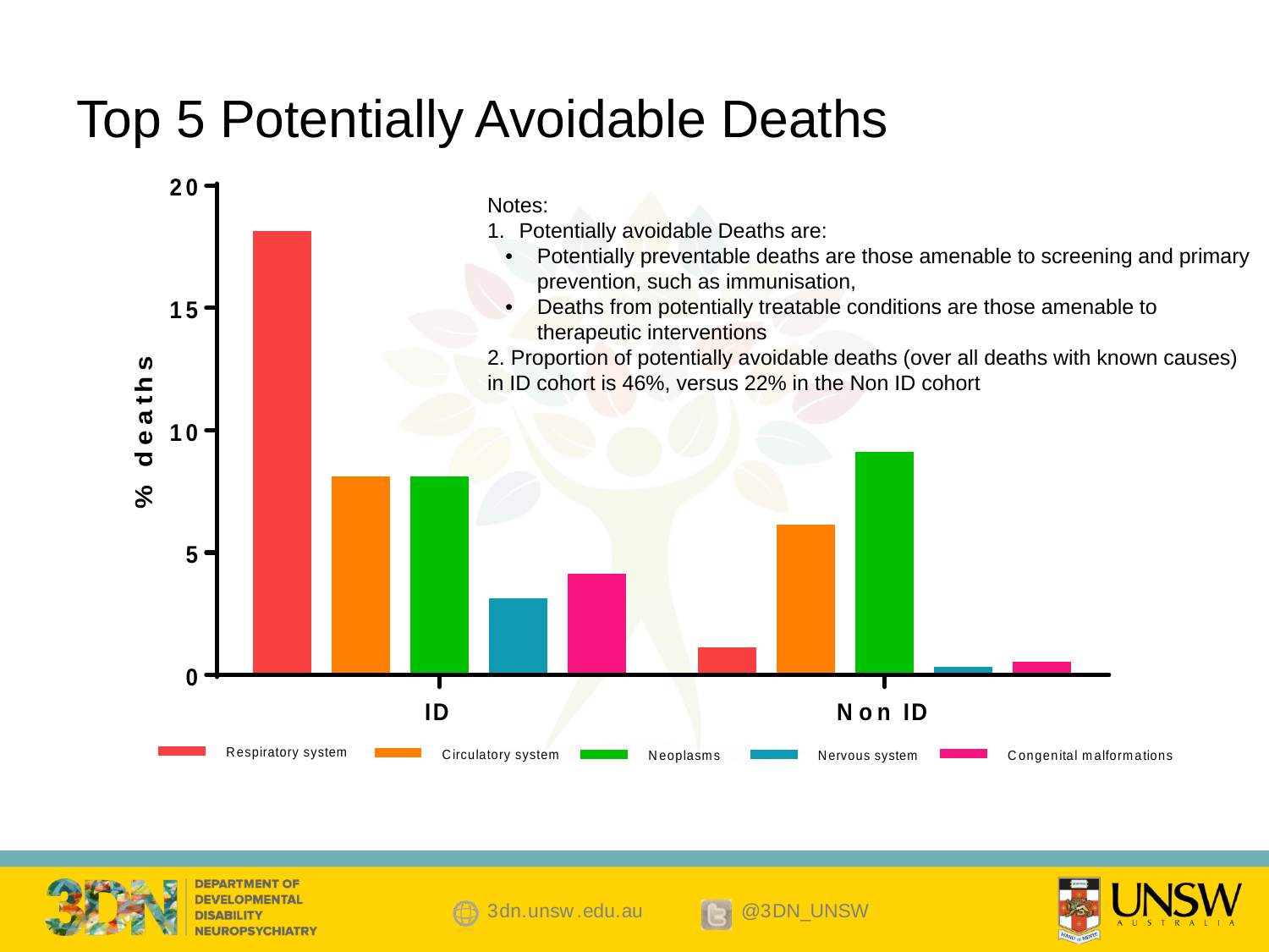# Top 5 Potentially Avoidable Deaths

Notes:

1. Potentially avoidable Deaths are:
   - Potentially preventable deaths are those amenable to screening and primary prevention, such as immunisation,
   - Deaths from potentially treatable conditions are those amenable to therapeutic interventions

2. Proportion of potentially avoidable deaths (over all deaths with known causes) in ID cohort is 46%, versus 22% in the Non ID cohort

% deaths

20

15

10

5

0

ID

Non ID

Respiratory system | Circulatory system | Neoplasms | Nervous system | Congenital malformations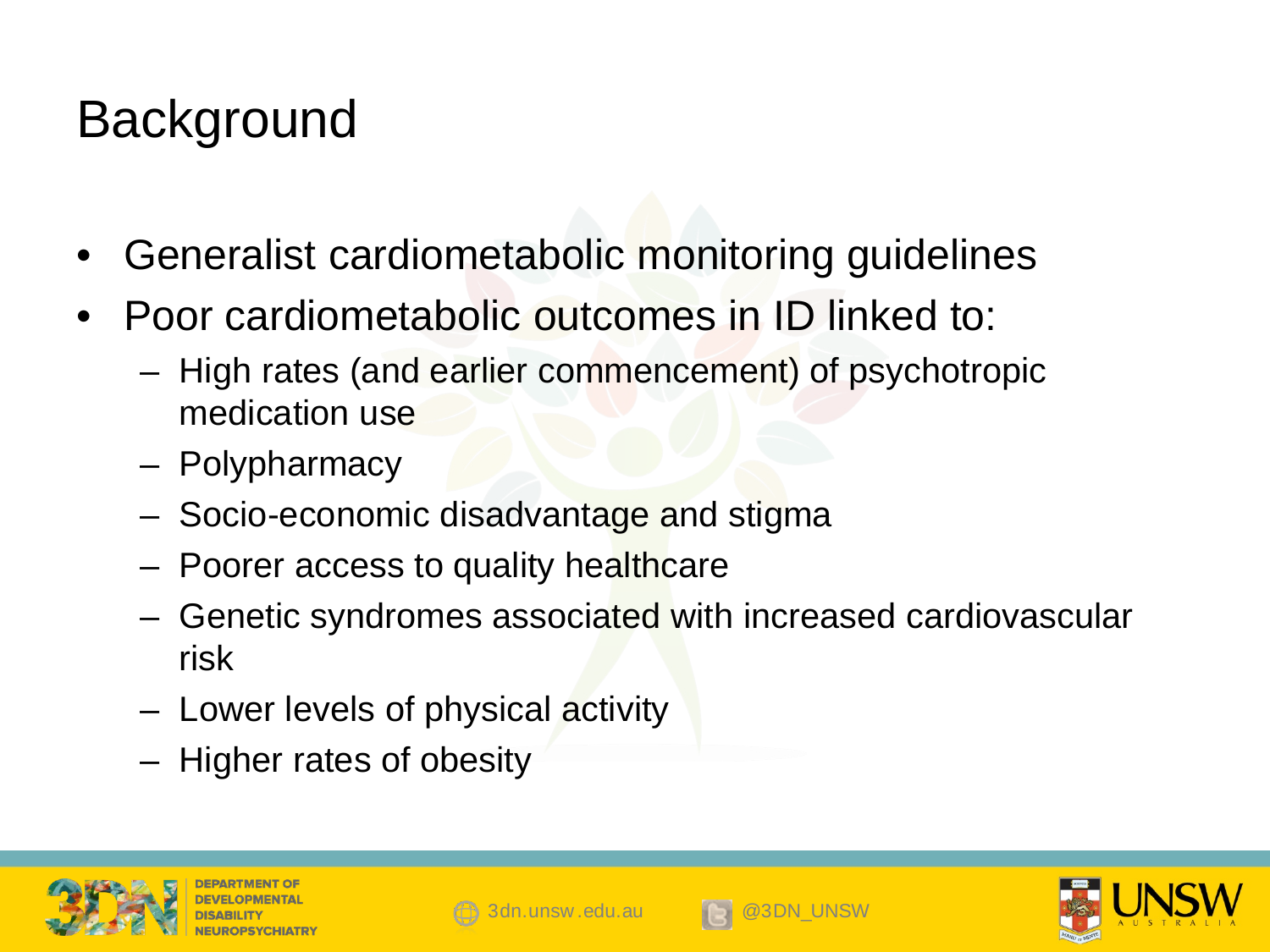# Background

- Generalist cardiometabolic monitoring guidelines
- Poor cardiometabolic outcomes in ID linked to:
  - High rates (and earlier commencement) of psychotropic medication use
  - Polypharmacy
  - Socio-economic disadvantage and stigma
  - Poorer access to quality healthcare
  - Genetic syndromes associated with increased cardiovascular risk
  - Lower levels of physical activity
  - Higher rates of obesity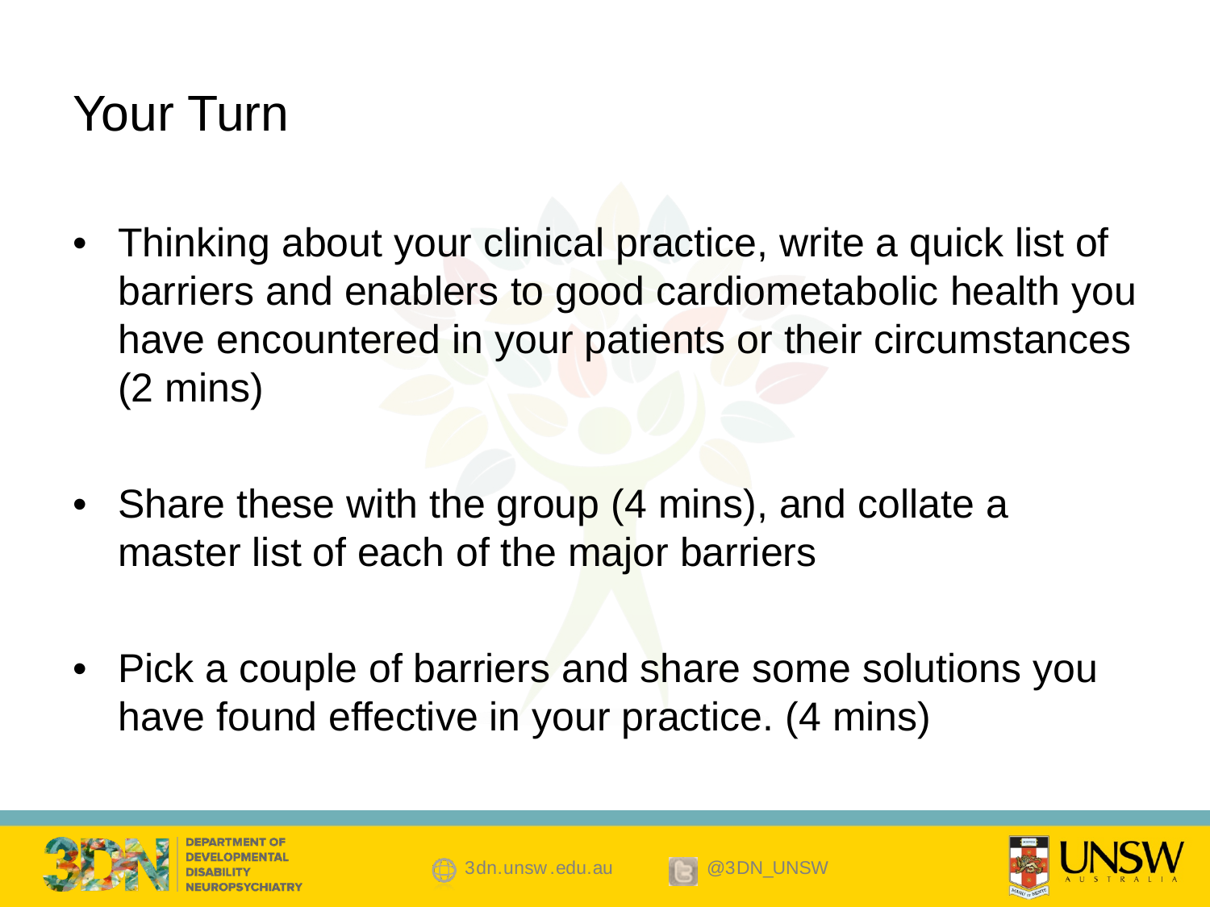# Your Turn

- Thinking about your clinical practice, write a quick list of barriers and enablers to good cardiometabolic health you have encountered in your patients or their circumstances (2 mins)

- Share these with the group (4 mins), and collate a master list of each of the major barriers

- Pick a couple of barriers and share some solutions you have found effective in your practice. (4 mins)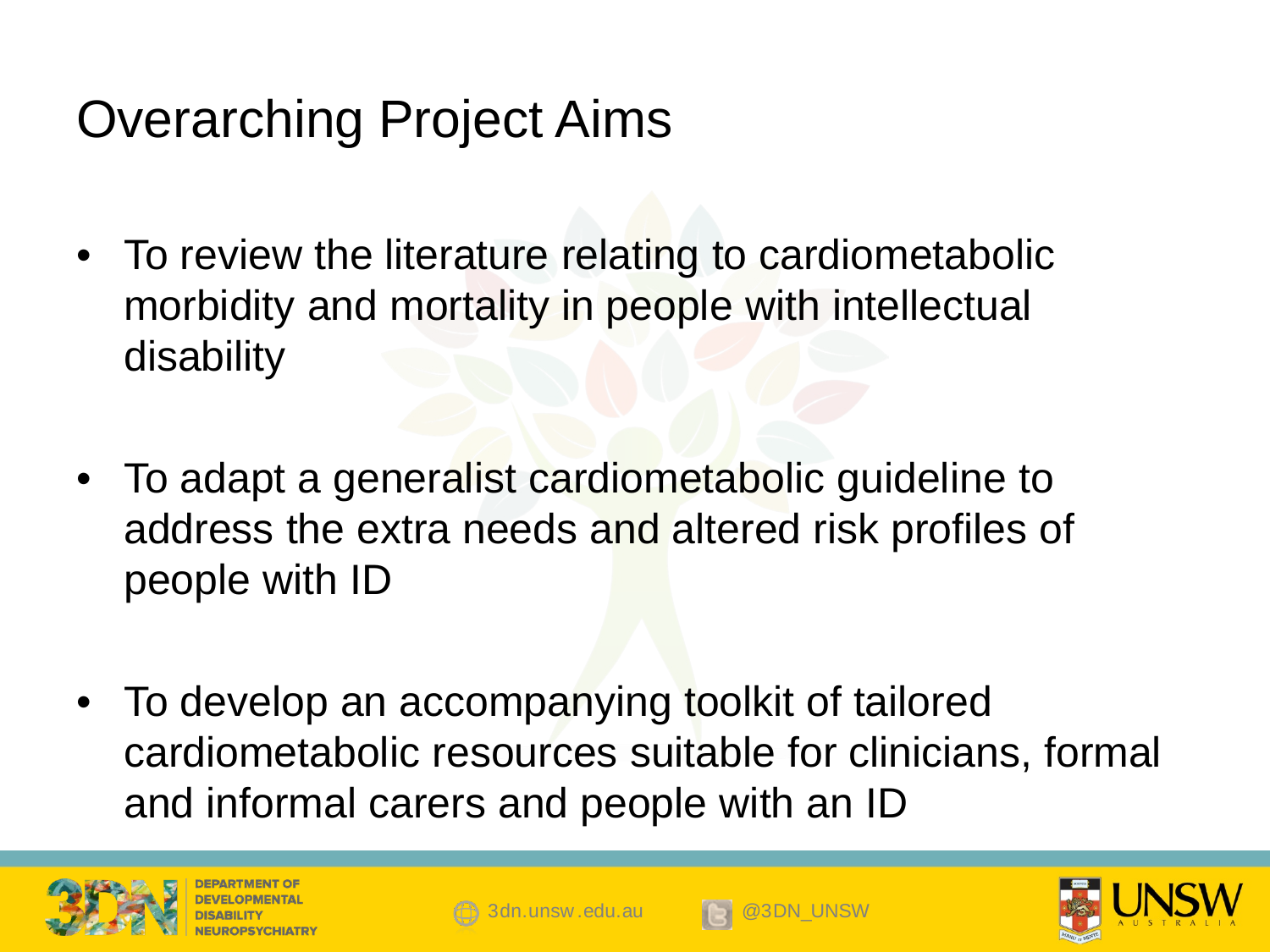# Overarching Project Aims

- To review the literature relating to cardiometabolic morbidity and mortality in people with intellectual disability
- To adapt a generalist cardiometabolic guideline to address the extra needs and altered risk profiles of people with ID
- To develop an accompanying toolkit of tailored cardiometabolic resources suitable for clinicians, formal and informal carers and people with an ID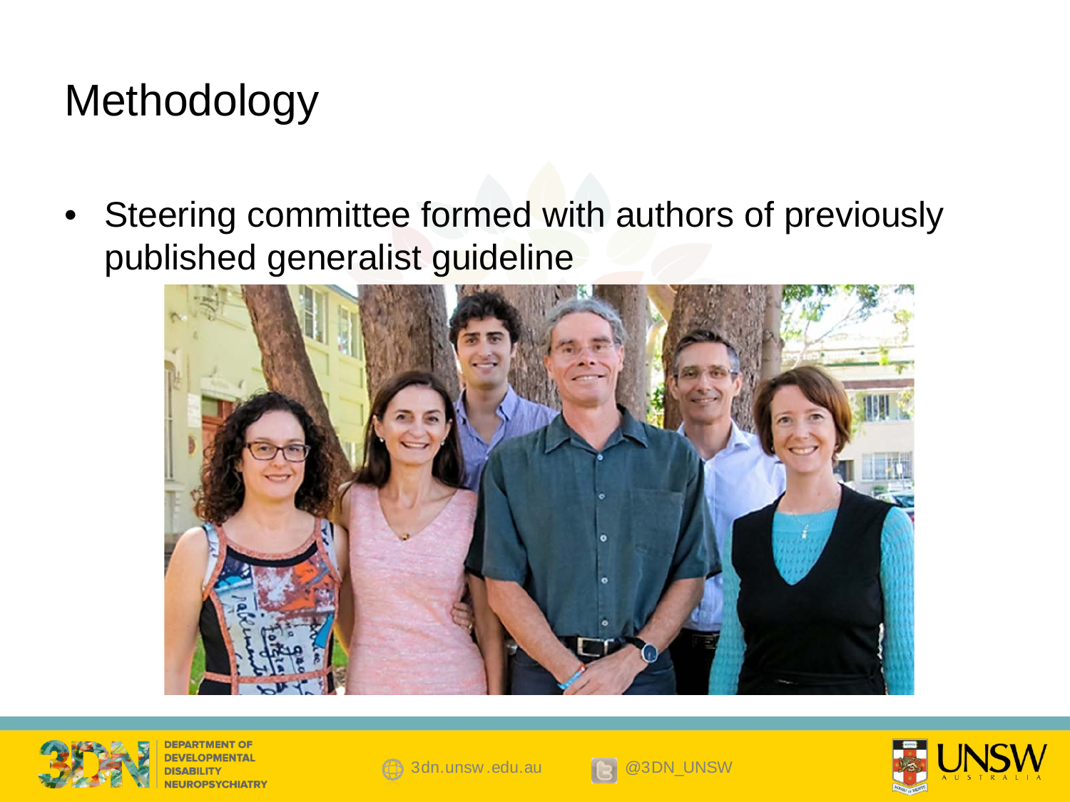# Methodology

- Steering committee formed with authors of previously published generalist guideline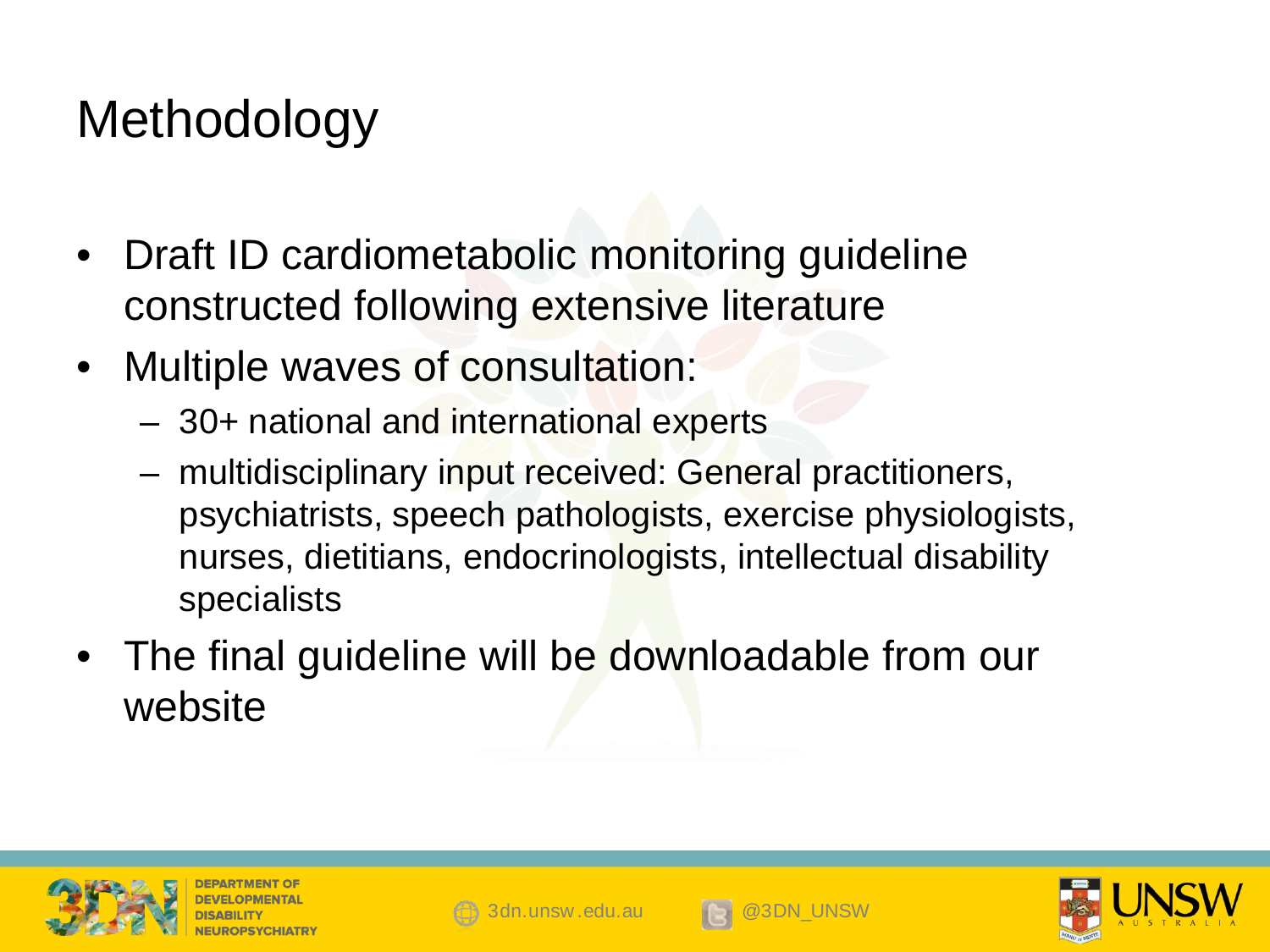# Methodology

- Draft ID cardiometabolic monitoring guideline constructed following extensive literature
- Multiple waves of consultation:
  - 30+ national and international experts
  - multidisciplinary input received: General practitioners, psychiatrists, speech pathologists, exercise physiologists, nurses, dietitians, endocrinologists, intellectual disability specialists
- The final guideline will be downloadable from our website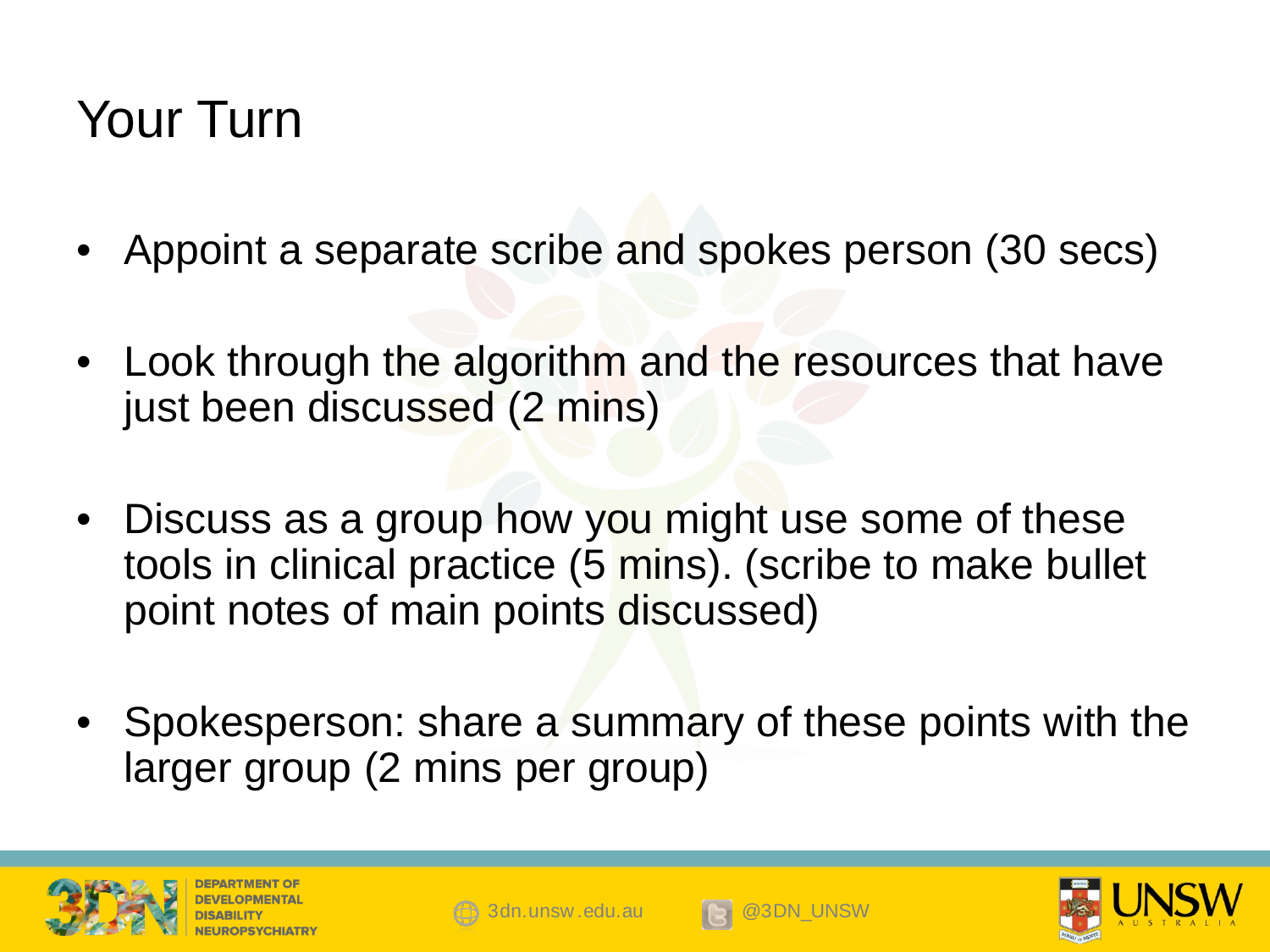# Your Turn

- Appoint a separate scribe and spokes person (30 secs)
- Look through the algorithm and the resources that have just been discussed (2 mins)
- Discuss as a group how you might use some of these tools in clinical practice (5 mins). (scribe to make bullet point notes of main points discussed)
- Spokesperson: share a summary of these points with the larger group (2 mins per group)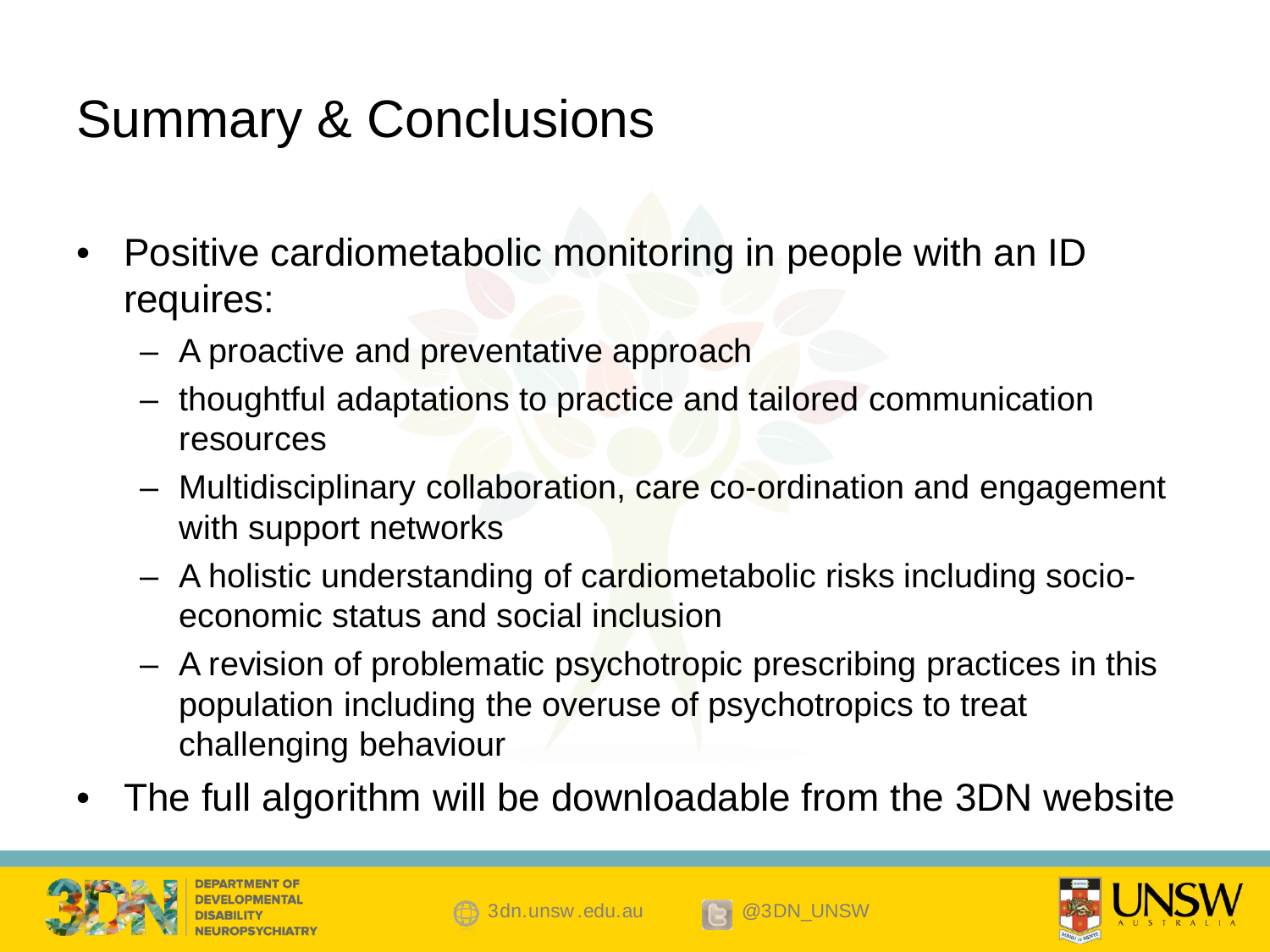# Summary & Conclusions

- Positive cardiometabolic monitoring in people with an ID requires:
  - A proactive and preventative approach
  - thoughtful adaptations to practice and tailored communication resources
  - Multidisciplinary collaboration, care co-ordination and engagement with support networks
  - A holistic understanding of cardiometabolic risks including socio-economic status and social inclusion
  - A revision of problematic psychotropic prescribing practices in this population including the overuse of psychotropics to treat challenging behaviour
- The full algorithm will be downloadable from the 3DN website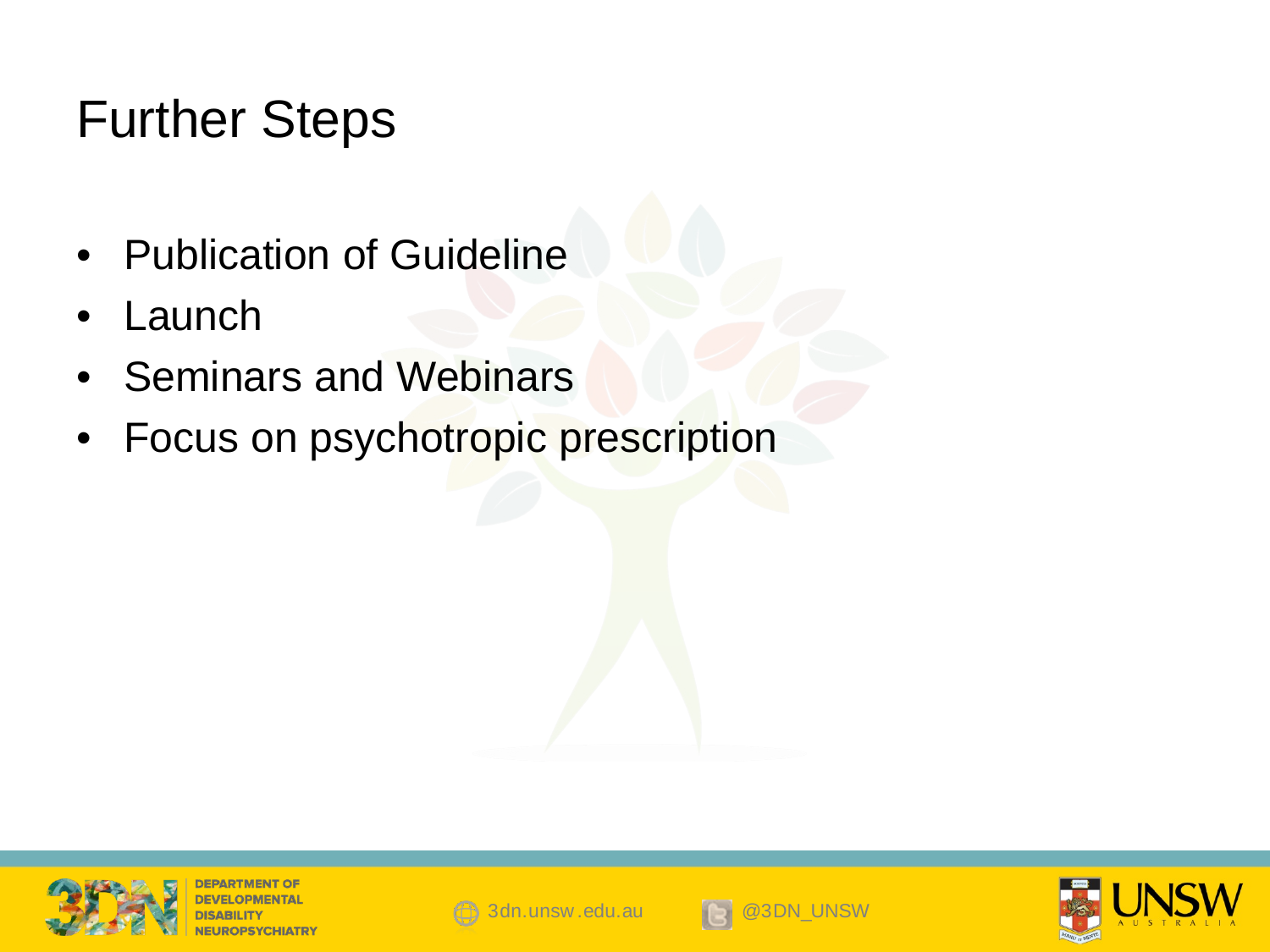# Further Steps

- Publication of Guideline
- Launch
- Seminars and Webinars
- Focus on psychotropic prescription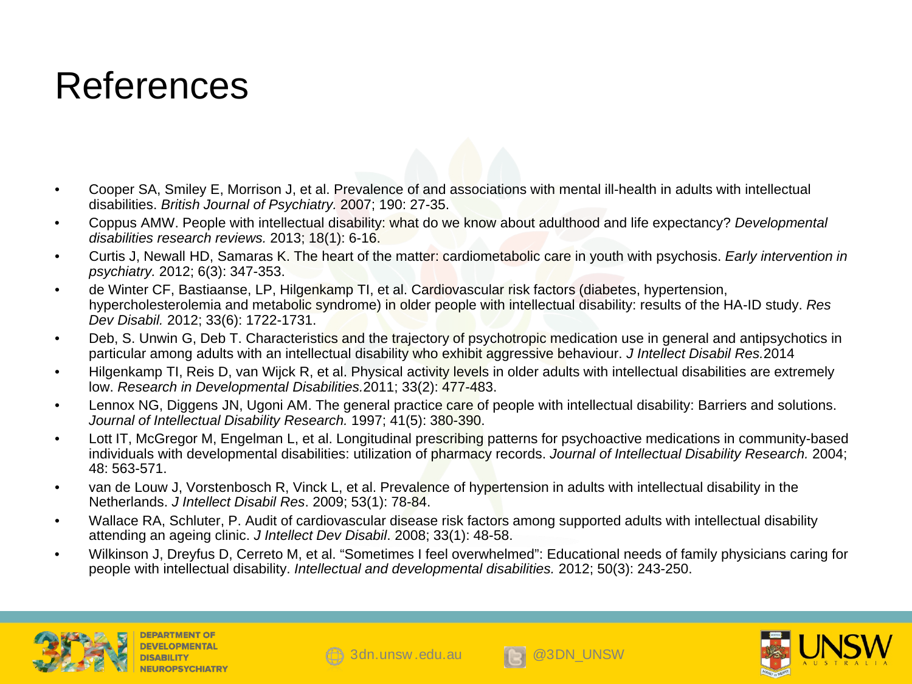# References

- Cooper SA, Smiley E, Morrison J, et al. Prevalence of and associations with mental ill-health in adults with intellectual disabilities. *British Journal of Psychiatry.* 2007; 190: 27-35.
- Coppus AMW. People with intellectual disability: what do we know about adulthood and life expectancy? *Developmental disabilities research reviews.* 2013; 18(1): 6-16.
- Curtis J, Newall HD, Samaras K. The heart of the matter: cardiometabolic care in youth with psychosis. *Early intervention in psychiatry.* 2012; 6(3): 347-353.
- de Winter CF, Bastiaanse, LP, Hilgenkamp TI, et al. Cardiovascular risk factors (diabetes, hypertension, hypercholesterolemia and metabolic syndrome) in older people with intellectual disability: results of the HA-ID study. *Res Dev Disabil.* 2012; 33(6): 1722-1731.
- Deb, S. Unwin G, Deb T. Characteristics and the trajectory of psychotropic medication use in general and antipsychotics in particular among adults with an intellectual disability who exhibit aggressive behaviour. *J Intellect Disabil Res.*2014
- Hilgenkamp TI, Reis D, van Wijck R, et al. Physical activity levels in older adults with intellectual disabilities are extremely low. *Research in Developmental Disabilities.*2011; 33(2): 477-483.
- Lennox NG, Diggens JN, Ugoni AM. The general practice care of people with intellectual disability: Barriers and solutions. *Journal of Intellectual Disability Research.* 1997; 41(5): 380-390.
- Lott IT, McGregor M, Engelman L, et al. Longitudinal prescribing patterns for psychoactive medications in community-based individuals with developmental disabilities: utilization of pharmacy records. *Journal of Intellectual Disability Research.* 2004; 48: 563-571.
- van de Louw J, Vorstenbosch R, Vinck L, et al. Prevalence of hypertension in adults with intellectual disability in the Netherlands. *J Intellect Disabil Res*. 2009; 53(1): 78-84.
- Wallace RA, Schluter, P. Audit of cardiovascular disease risk factors among supported adults with intellectual disability attending an ageing clinic. *J Intellect Dev Disabil*. 2008; 33(1): 48-58.
- Wilkinson J, Dreyfus D, Cerreto M, et al. "Sometimes I feel overwhelmed": Educational needs of family physicians caring for people with intellectual disability. *Intellectual and developmental disabilities.* 2012; 50(3): 243-250.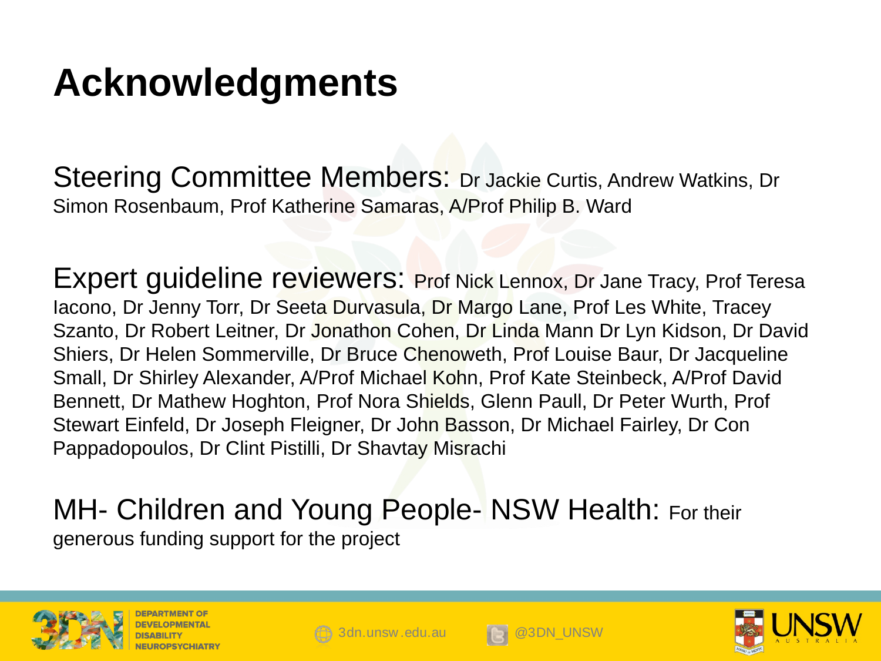# Acknowledgments

Steering Committee Members: Dr Jackie Curtis, Andrew Watkins, Dr Simon Rosenbaum, Prof Katherine Samaras, A/Prof Philip B. Ward

Expert guideline reviewers: Prof Nick Lennox, Dr Jane Tracy, Prof Teresa Iacono, Dr Jenny Torr, Dr Seeta Durvasula, Dr Margo Lane, Prof Les White, Tracey Szanto, Dr Robert Leitner, Dr Jonathon Cohen, Dr Linda Mann Dr Lyn Kidson, Dr David Shiers, Dr Helen Sommerville, Dr Bruce Chenoweth, Prof Louise Baur, Dr Jacqueline Small, Dr Shirley Alexander, A/Prof Michael Kohn, Prof Kate Steinbeck, A/Prof David Bennett, Dr Mathew Hoghton, Prof Nora Shields, Glenn Paull, Dr Peter Wurth, Prof Stewart Einfeld, Dr Joseph Fleigner, Dr John Basson, Dr Michael Fairley, Dr Con Pappadopoulos, Dr Clint Pistilli, Dr Shavtay Misrachi

MH- Children and Young People- NSW Health: For their generous funding support for the project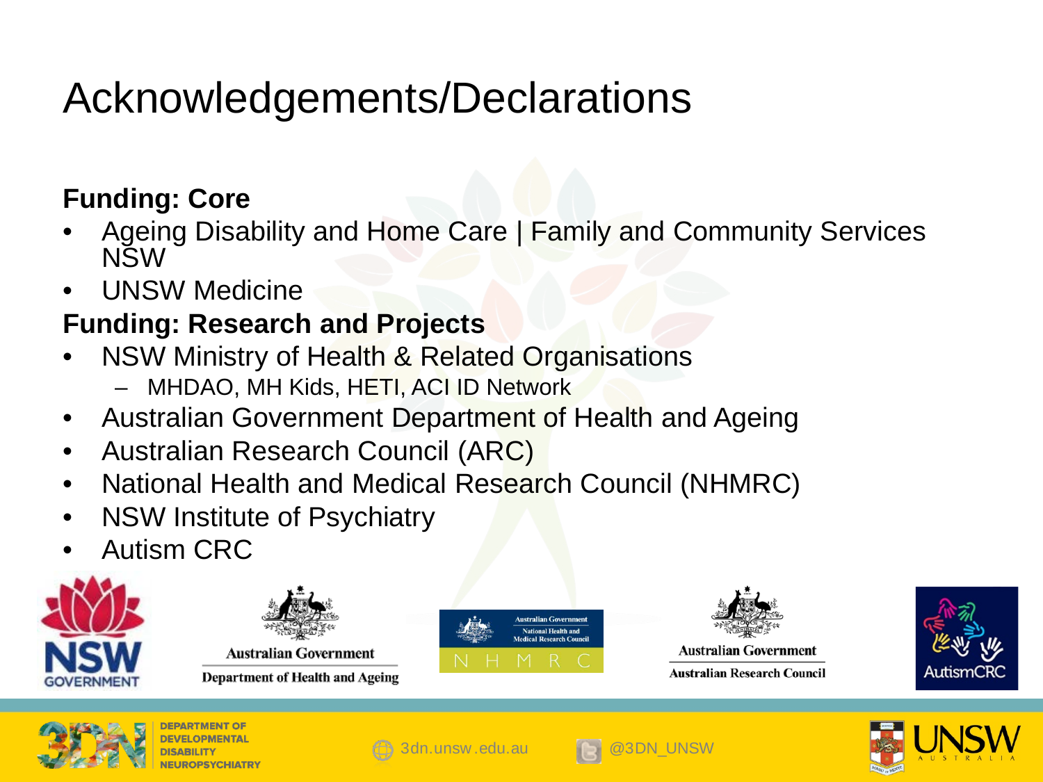# Acknowledgements/Declarations

**Funding: Core**

- Ageing Disability and Home Care | Family and Community Services NSW
- UNSW Medicine

**Funding: Research and Projects**

- NSW Ministry of Health & Related Organisations
  - MHDAO, MH Kids, HETI, ACI ID Network
- Australian Government Department of Health and Ageing
- Australian Research Council (ARC)
- National Health and Medical Research Council (NHMRC)
- NSW Institute of Psychiatry
- Autism CRC